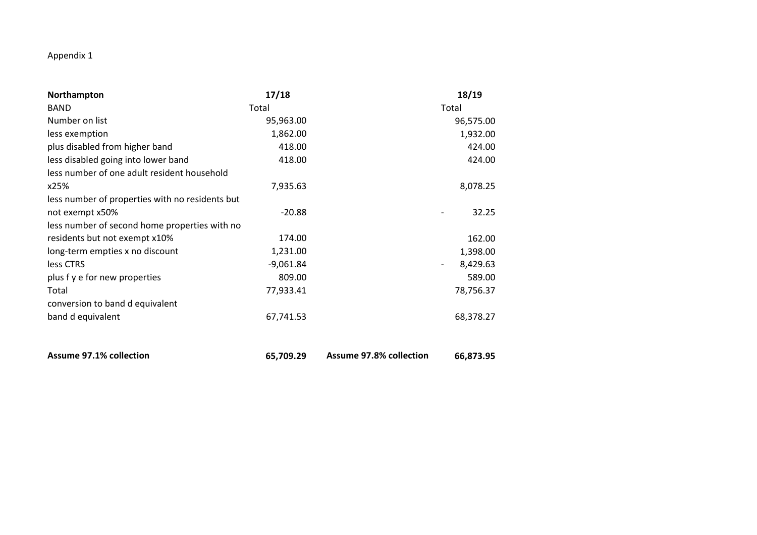Appendix 1

| **Northampton** | **17/18** | | **18/19** |
|---|---|---|---|
| BAND | Total | | Total |
| Number on list | 95,963.00 | | 96,575.00 |
| less exemption | 1,862.00 | | 1,932.00 |
| plus disabled from higher band | 418.00 | | 424.00 |
| less disabled going into lower band | 418.00 | | 424.00 |
| less number of one adult resident household x25% | 7,935.63 | | 8,078.25 |
| less number of properties with no residents but not exempt x50% | -20.88 | | - 32.25 |
| less number of second home properties with no residents but not exempt x10% | 174.00 | | 162.00 |
| long-term empties x no discount | 1,231.00 | | 1,398.00 |
| less CTRS | -9,061.84 | | - 8,429.63 |
| plus f y e for new properties | 809.00 | | 589.00 |
| Total | 77,933.41 | | 78,756.37 |
| conversion to band d equivalent | | | |
| band d equivalent | 67,741.53 | | 68,378.27 |
| | | | |
| **Assume 97.1% collection** | **65,709.29** | **Assume 97.8% collection** | **66,873.95** |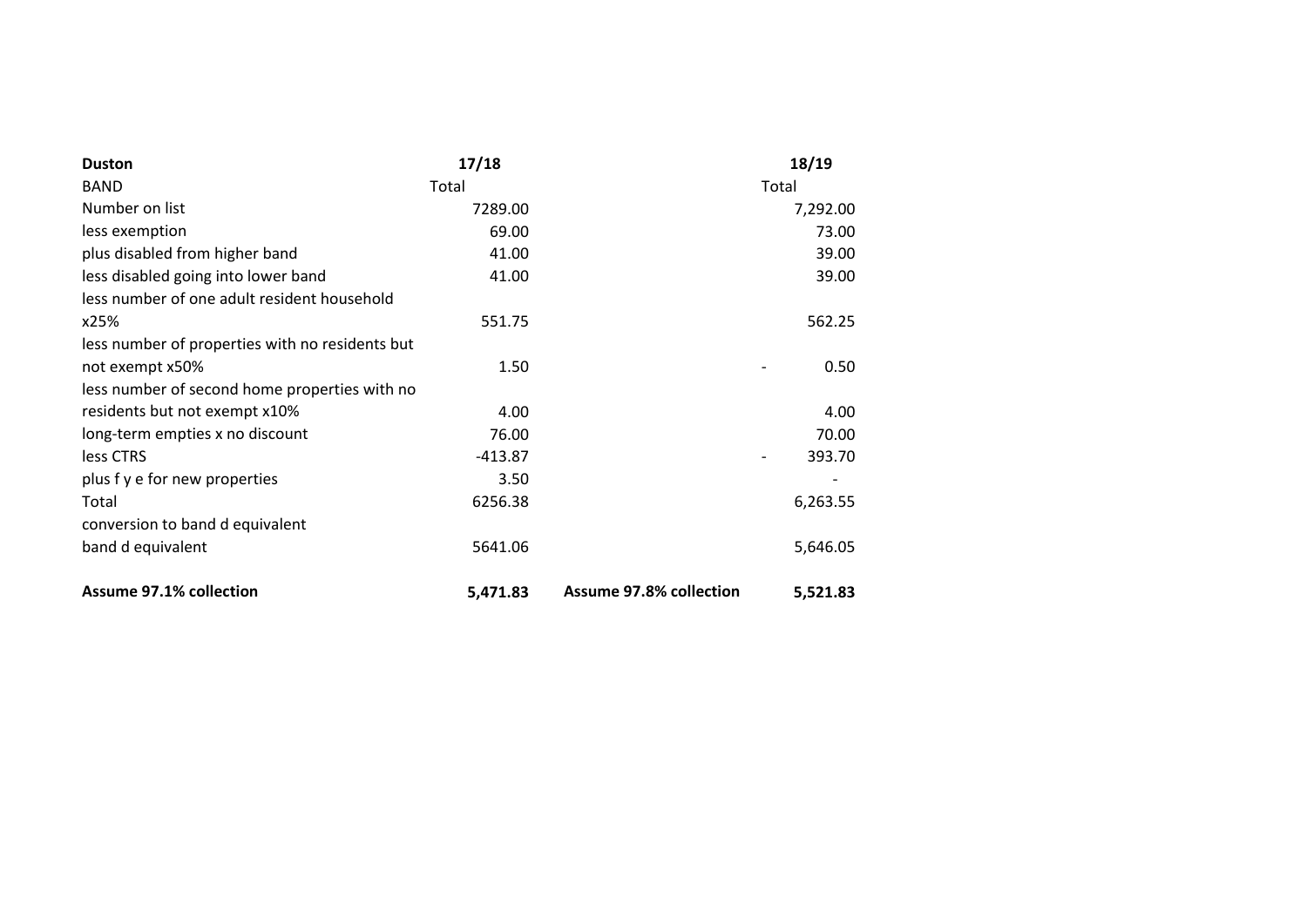| **Duston** | **17/18** | | **18/19** |
|---|---|---|---|
| BAND | Total | | Total |
| Number on list | 7289.00 | | 7,292.00 |
| less exemption | 69.00 | | 73.00 |
| plus disabled from higher band | 41.00 | | 39.00 |
| less disabled going into lower band | 41.00 | | 39.00 |
| less number of one adult resident household x25% | 551.75 | | 562.25 |
| less number of properties with no residents but not exempt x50% | 1.50 | | - 0.50 |
| less number of second home properties with no residents but not exempt x10% | 4.00 | | 4.00 |
| long-term empties x no discount | 76.00 | | 70.00 |
| less CTRS | -413.87 | | - 393.70 |
| plus f y e for new properties | 3.50 | | - |
| Total | 6256.38 | | 6,263.55 |
| conversion to band d equivalent | | | |
| band d equivalent | 5641.06 | | 5,646.05 |
| **Assume 97.1% collection** | **5,471.83** | **Assume 97.8% collection** | **5,521.83** |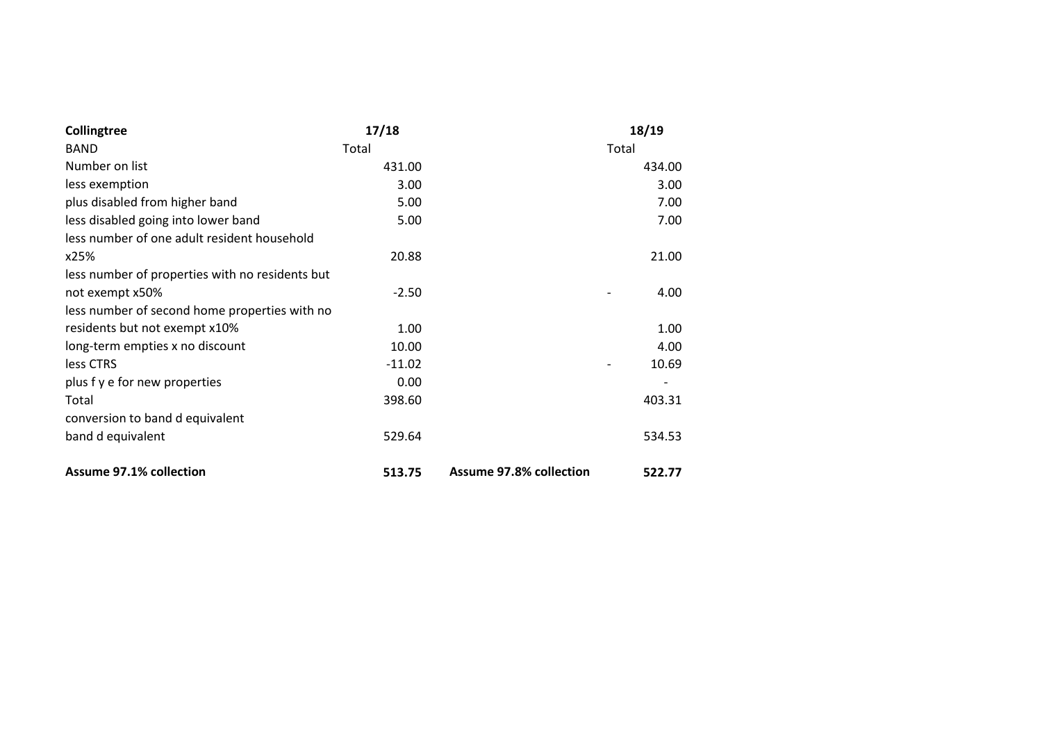| **Collingtree** | **17/18** | | **18/19** |
|---|---|---|---|
| BAND | Total | | Total |
| Number on list | 431.00 | | 434.00 |
| less exemption | 3.00 | | 3.00 |
| plus disabled from higher band | 5.00 | | 7.00 |
| less disabled going into lower band | 5.00 | | 7.00 |
| less number of one adult resident household x25% | 20.88 | | 21.00 |
| less number of properties with no residents but not exempt x50% | -2.50 | | - 4.00 |
| less number of second home properties with no residents but not exempt x10% | 1.00 | | 1.00 |
| long-term empties x no discount | 10.00 | | 4.00 |
| less CTRS | -11.02 | | - 10.69 |
| plus f y e for new properties | 0.00 | | - |
| Total | 398.60 | | 403.31 |
| conversion to band d equivalent | | | |
| band d equivalent | 529.64 | | 534.53 |
| **Assume 97.1% collection** | **513.75** | **Assume 97.8% collection** | **522.77** |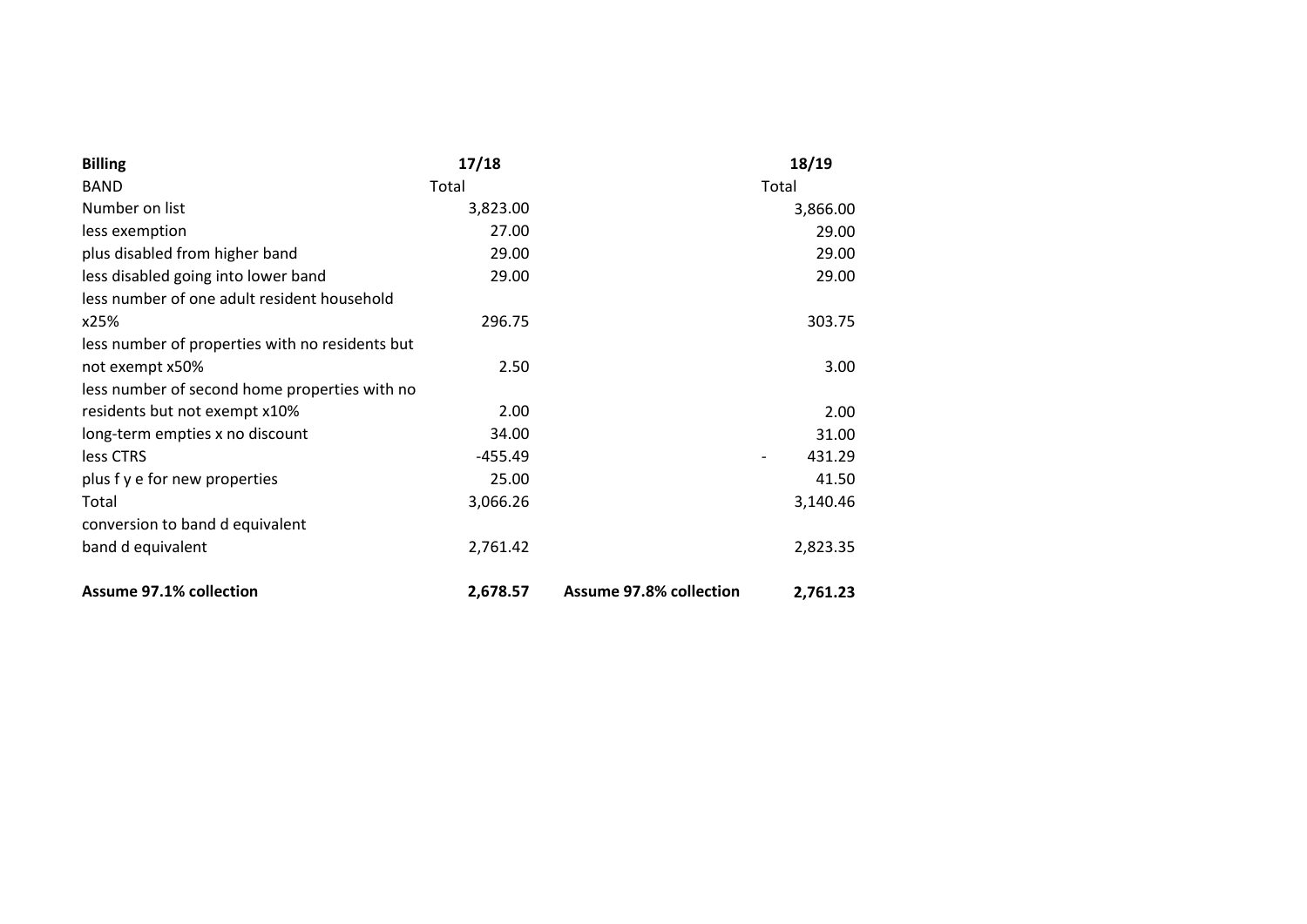| **Billing** | **17/18** | | **18/19** |
|---|---|---|---|
| BAND | Total | | Total |
| Number on list | 3,823.00 | | 3,866.00 |
| less exemption | 27.00 | | 29.00 |
| plus disabled from higher band | 29.00 | | 29.00 |
| less disabled going into lower band | 29.00 | | 29.00 |
| less number of one adult resident household x25% | 296.75 | | 303.75 |
| less number of properties with no residents but not exempt x50% | 2.50 | | 3.00 |
| less number of second home properties with no residents but not exempt x10% | 2.00 | | 2.00 |
| long-term empties x no discount | 34.00 | | 31.00 |
| less CTRS | -455.49 | | - 431.29 |
| plus f y e for new properties | 25.00 | | 41.50 |
| Total | 3,066.26 | | 3,140.46 |
| conversion to band d equivalent | | | |
| band d equivalent | 2,761.42 | | 2,823.35 |
| **Assume 97.1% collection** | **2,678.57** | **Assume 97.8% collection** | **2,761.23** |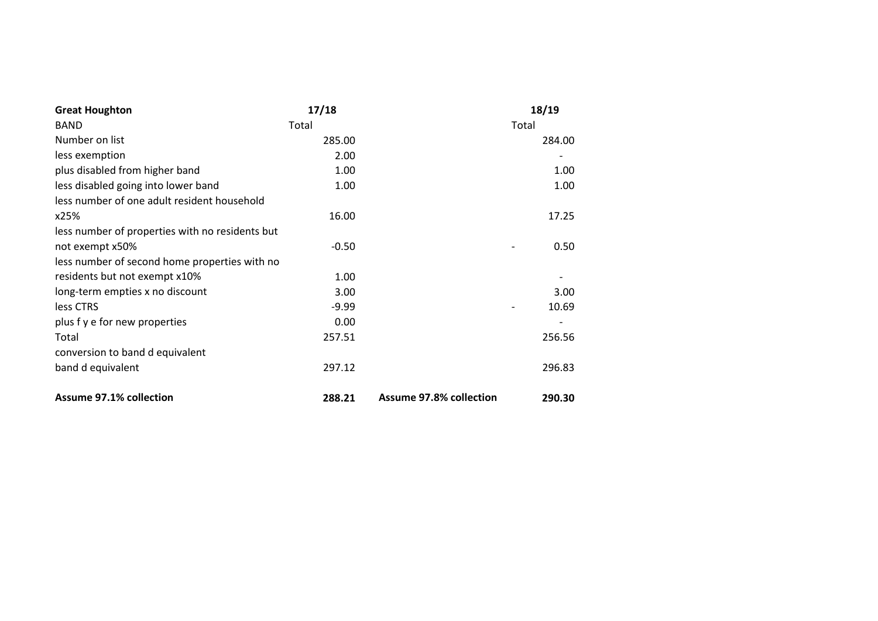| **Great Houghton** | **17/18** | | **18/19** |
|---|---|---|---|
| BAND | Total | | Total |
| Number on list | 285.00 | | 284.00 |
| less exemption | 2.00 | | - |
| plus disabled from higher band | 1.00 | | 1.00 |
| less disabled going into lower band | 1.00 | | 1.00 |
| less number of one adult resident household x25% | 16.00 | | 17.25 |
| less number of properties with no residents but not exempt x50% | -0.50 | | - 0.50 |
| less number of second home properties with no residents but not exempt x10% | 1.00 | | - |
| long-term empties x no discount | 3.00 | | 3.00 |
| less CTRS | -9.99 | | - 10.69 |
| plus f y e for new properties | 0.00 | | - |
| Total | 257.51 | | 256.56 |
| conversion to band d equivalent | | | |
| band d equivalent | 297.12 | | 296.83 |
| **Assume 97.1% collection** | **288.21** | **Assume 97.8% collection** | **290.30** |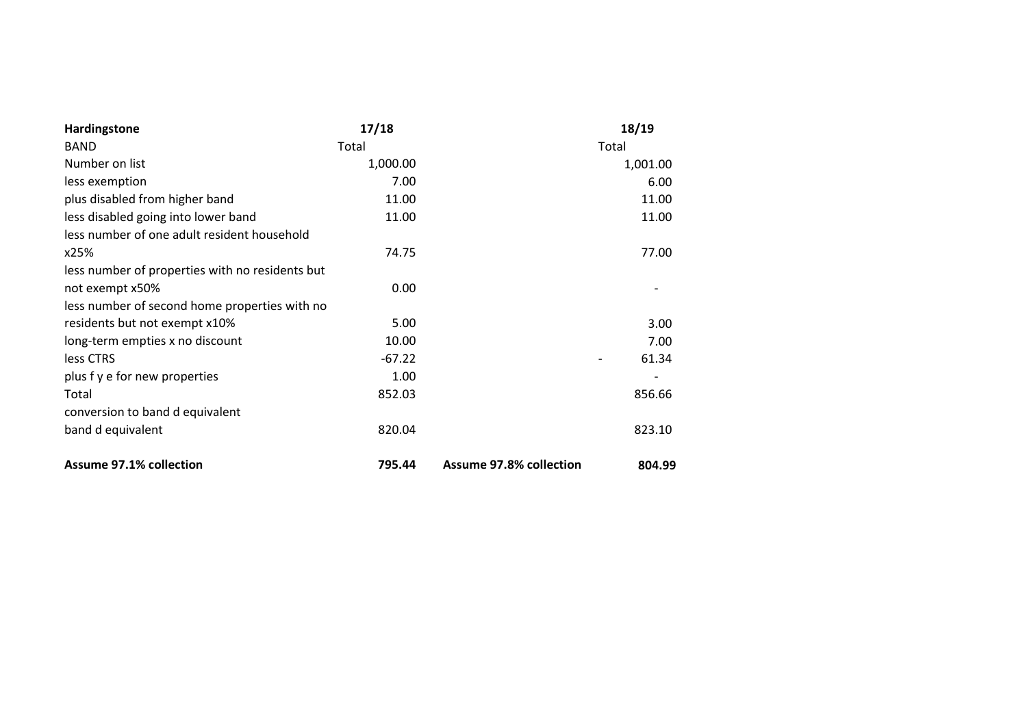| **Hardingstone** | **17/18** | | **18/19** |
|---|---|---|---|
| BAND | Total | | Total |
| Number on list | 1,000.00 | | 1,001.00 |
| less exemption | 7.00 | | 6.00 |
| plus disabled from higher band | 11.00 | | 11.00 |
| less disabled going into lower band | 11.00 | | 11.00 |
| less number of one adult resident household x25% | 74.75 | | 77.00 |
| less number of properties with no residents but not exempt x50% | 0.00 | | - |
| less number of second home properties with no residents but not exempt x10% | 5.00 | | 3.00 |
| long-term empties x no discount | 10.00 | | 7.00 |
| less CTRS | -67.22 | | - 61.34 |
| plus f y e for new properties | 1.00 | | - |
| Total | 852.03 | | 856.66 |
| conversion to band d equivalent | | | |
| band d equivalent | 820.04 | | 823.10 |
| **Assume 97.1% collection** | **795.44** | **Assume 97.8% collection** | **804.99** |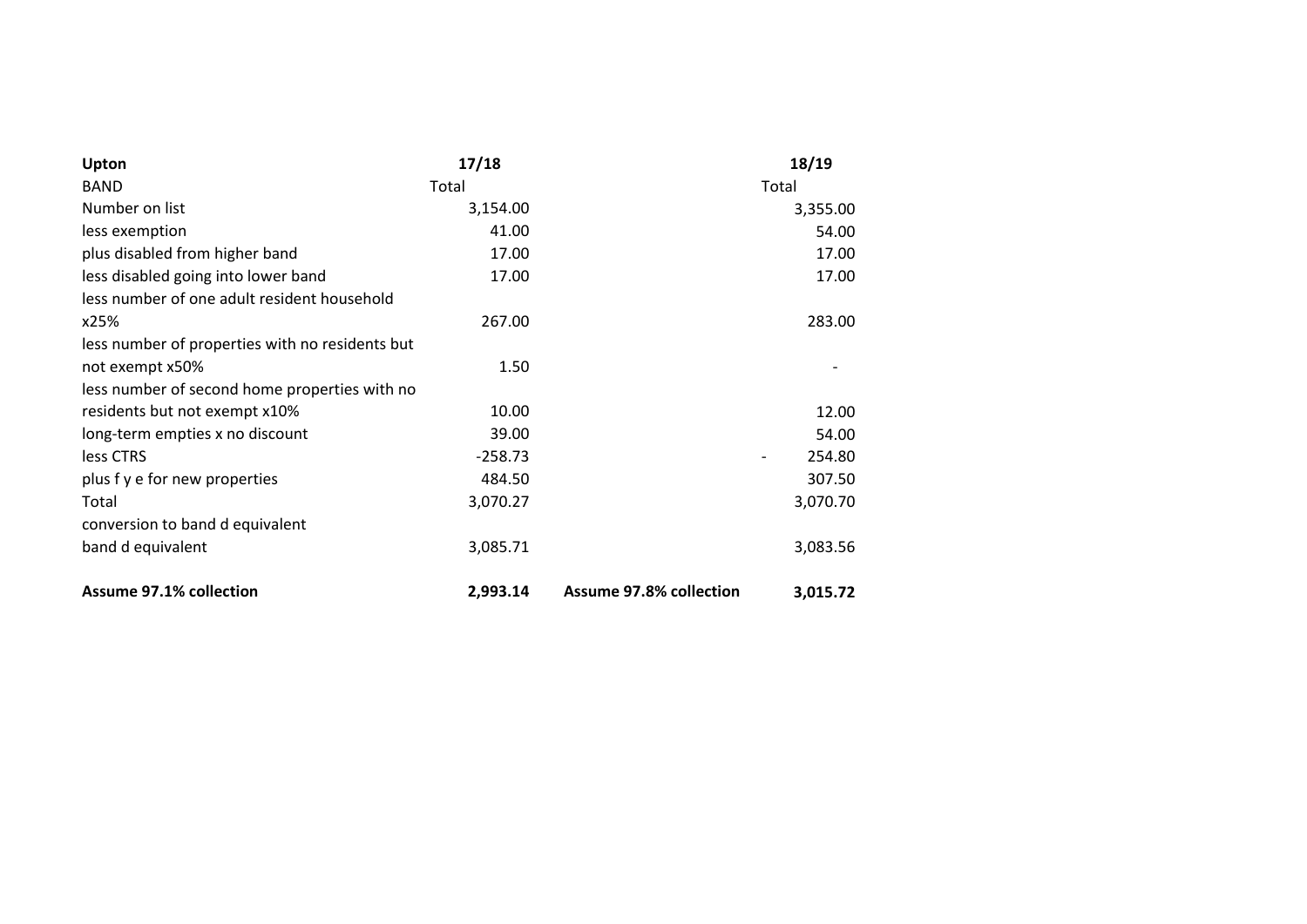| Upton | 17/18 | | 18/19 |
|---|---|---|---|
| BAND | Total | | Total |
| Number on list | 3,154.00 | | 3,355.00 |
| less exemption | 41.00 | | 54.00 |
| plus disabled from higher band | 17.00 | | 17.00 |
| less disabled going into lower band | 17.00 | | 17.00 |
| less number of one adult resident household x25% | 267.00 | | 283.00 |
| less number of properties with no residents but not exempt x50% | 1.50 | | - |
| less number of second home properties with no residents but not exempt x10% | 10.00 | | 12.00 |
| long-term empties x no discount | 39.00 | | 54.00 |
| less CTRS | -258.73 | | - 254.80 |
| plus f y e for new properties | 484.50 | | 307.50 |
| Total | 3,070.27 | | 3,070.70 |
| conversion to band d equivalent | | | |
| band d equivalent | 3,085.71 | | 3,083.56 |
| **Assume 97.1% collection** | **2,993.14** | **Assume 97.8% collection** | **3,015.72** |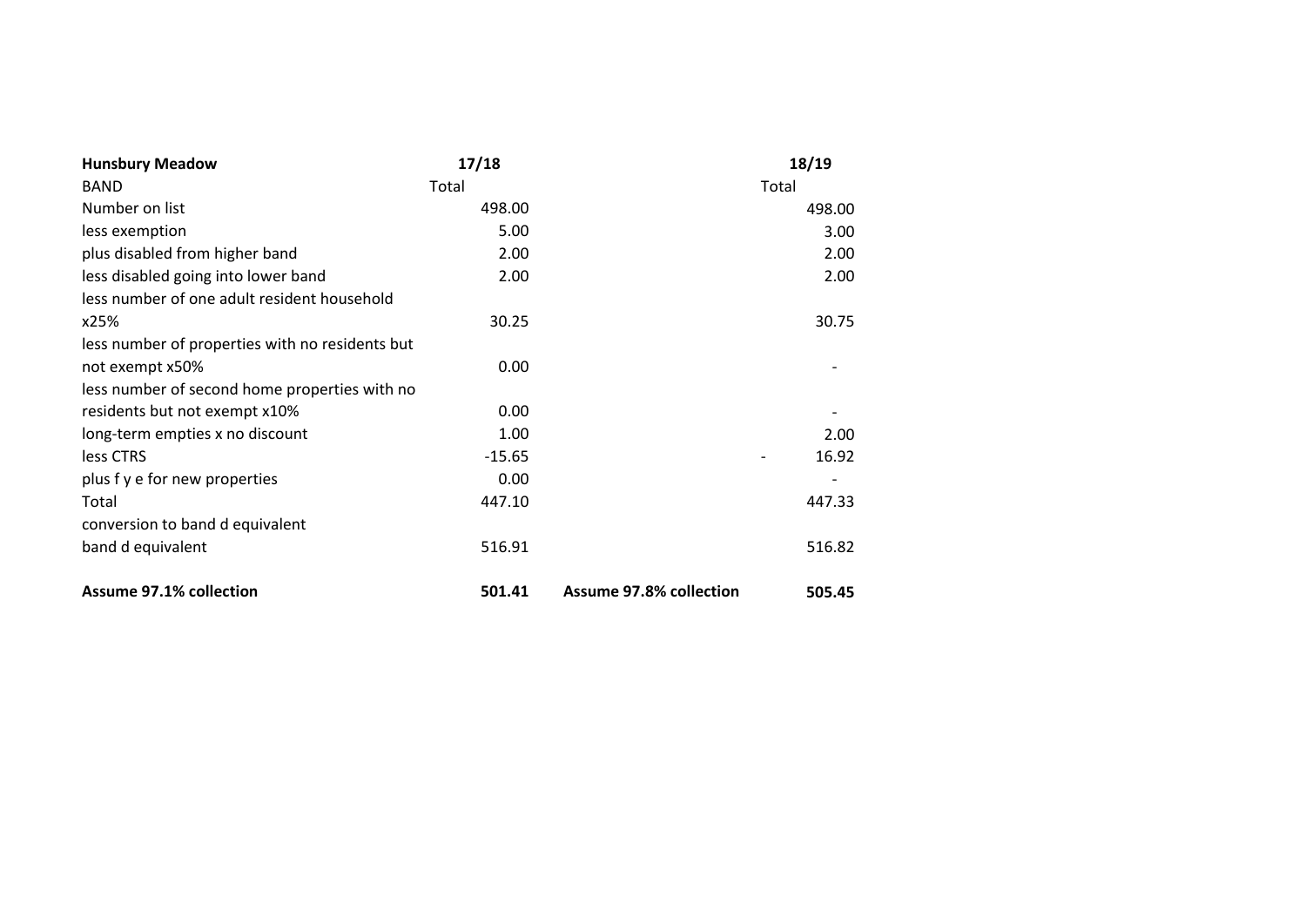| **Hunsbury Meadow** | **17/18** | | **18/19** |
|---|---|---|---|
| BAND | Total | | Total |
| Number on list | 498.00 | | 498.00 |
| less exemption | 5.00 | | 3.00 |
| plus disabled from higher band | 2.00 | | 2.00 |
| less disabled going into lower band | 2.00 | | 2.00 |
| less number of one adult resident household x25% | 30.25 | | 30.75 |
| less number of properties with no residents but not exempt x50% | 0.00 | | - |
| less number of second home properties with no residents but not exempt x10% | 0.00 | | - |
| long-term empties x no discount | 1.00 | | 2.00 |
| less CTRS | -15.65 | | - 16.92 |
| plus f y e for new properties | 0.00 | | - |
| Total | 447.10 | | 447.33 |
| conversion to band d equivalent | | | |
| band d equivalent | 516.91 | | 516.82 |
| **Assume 97.1% collection** | **501.41** | **Assume 97.8% collection** | **505.45** |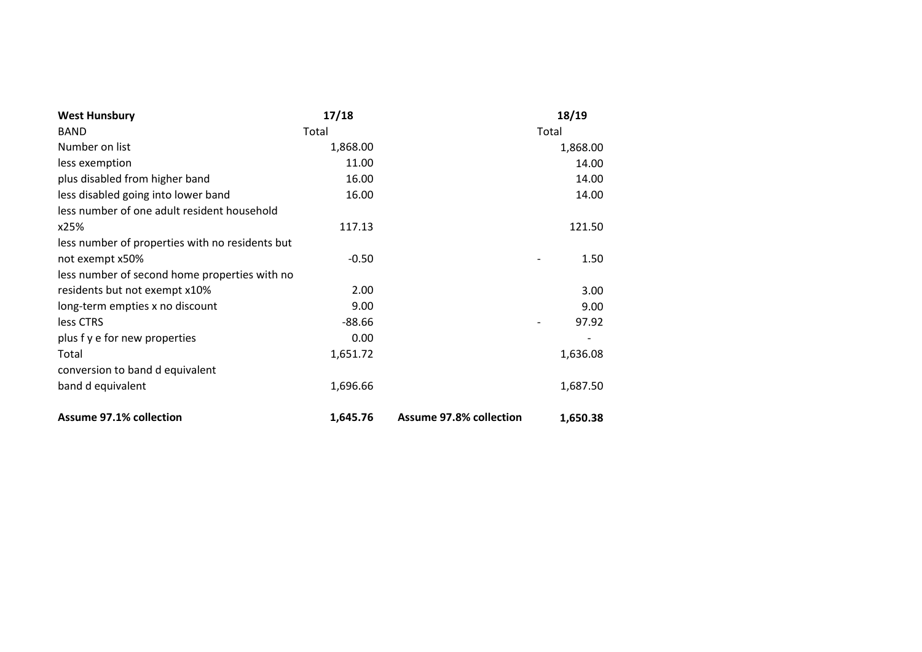| **West Hunsbury** | **17/18** | | **18/19** |
|---|---|---|---|
| BAND | Total | | Total |
| Number on list | 1,868.00 | | 1,868.00 |
| less exemption | 11.00 | | 14.00 |
| plus disabled from higher band | 16.00 | | 14.00 |
| less disabled going into lower band | 16.00 | | 14.00 |
| less number of one adult resident household x25% | 117.13 | | 121.50 |
| less number of properties with no residents but not exempt x50% | -0.50 | | - 1.50 |
| less number of second home properties with no residents but not exempt x10% | 2.00 | | 3.00 |
| long-term empties x no discount | 9.00 | | 9.00 |
| less CTRS | -88.66 | | - 97.92 |
| plus f y e for new properties | 0.00 | | - |
| Total | 1,651.72 | | 1,636.08 |
| conversion to band d equivalent | | | |
| band d equivalent | 1,696.66 | | 1,687.50 |
| **Assume 97.1% collection** | **1,645.76** | **Assume 97.8% collection** | **1,650.38** |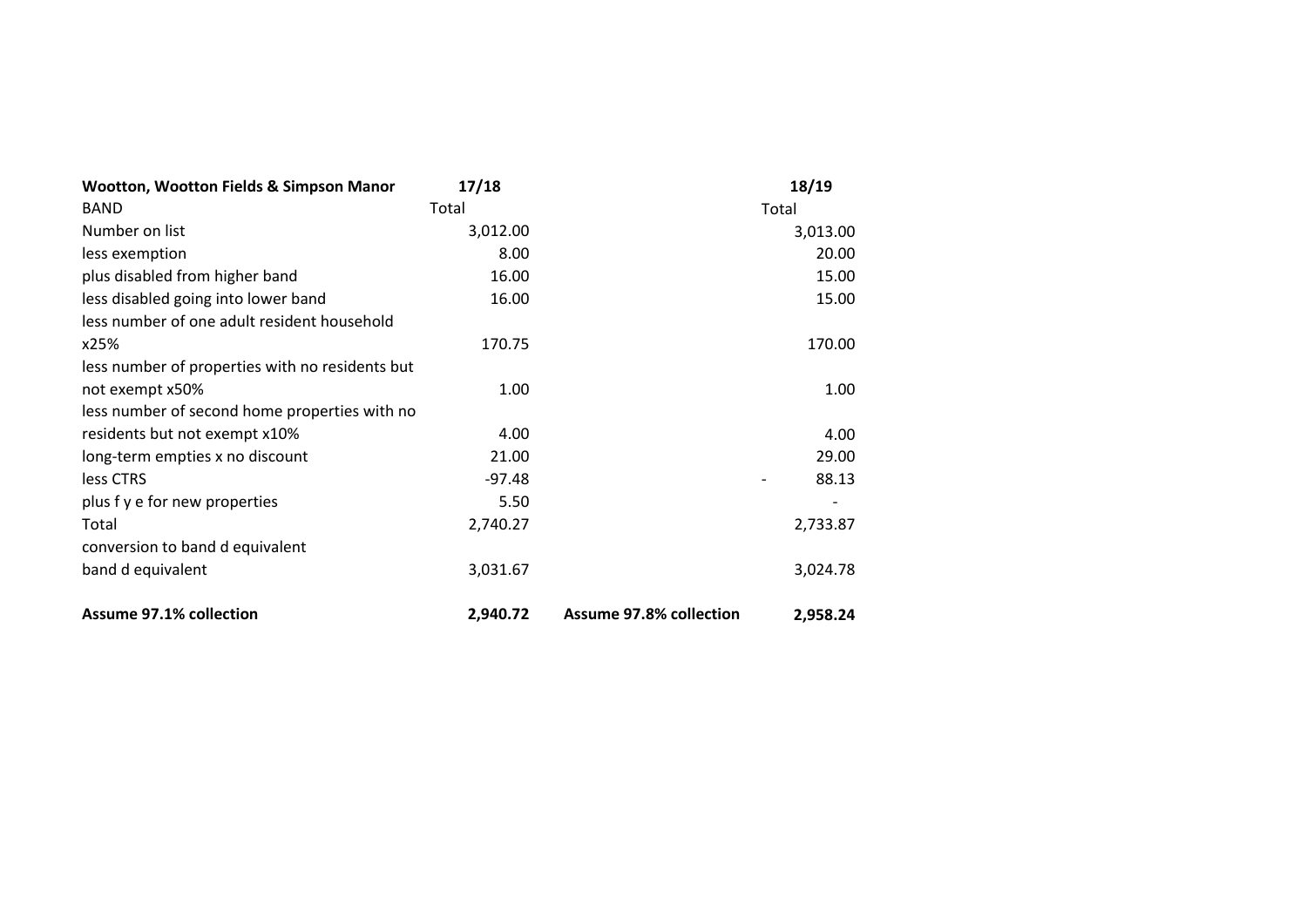| **Wootton, Wootton Fields & Simpson Manor** | **17/18** | | **18/19** |
|---|---|---|---|
| BAND | Total | | Total |
| Number on list | 3,012.00 | | 3,013.00 |
| less exemption | 8.00 | | 20.00 |
| plus disabled from higher band | 16.00 | | 15.00 |
| less disabled going into lower band | 16.00 | | 15.00 |
| less number of one adult resident household x25% | 170.75 | | 170.00 |
| less number of properties with no residents but not exempt x50% | 1.00 | | 1.00 |
| less number of second home properties with no residents but not exempt x10% | 4.00 | | 4.00 |
| long-term empties x no discount | 21.00 | | 29.00 |
| less CTRS | -97.48 | | - 88.13 |
| plus f y e for new properties | 5.50 | | - |
| Total | 2,740.27 | | 2,733.87 |
| conversion to band d equivalent | | | |
| band d equivalent | 3,031.67 | | 3,024.78 |
| **Assume 97.1% collection** | **2,940.72** | **Assume 97.8% collection** | **2,958.24** |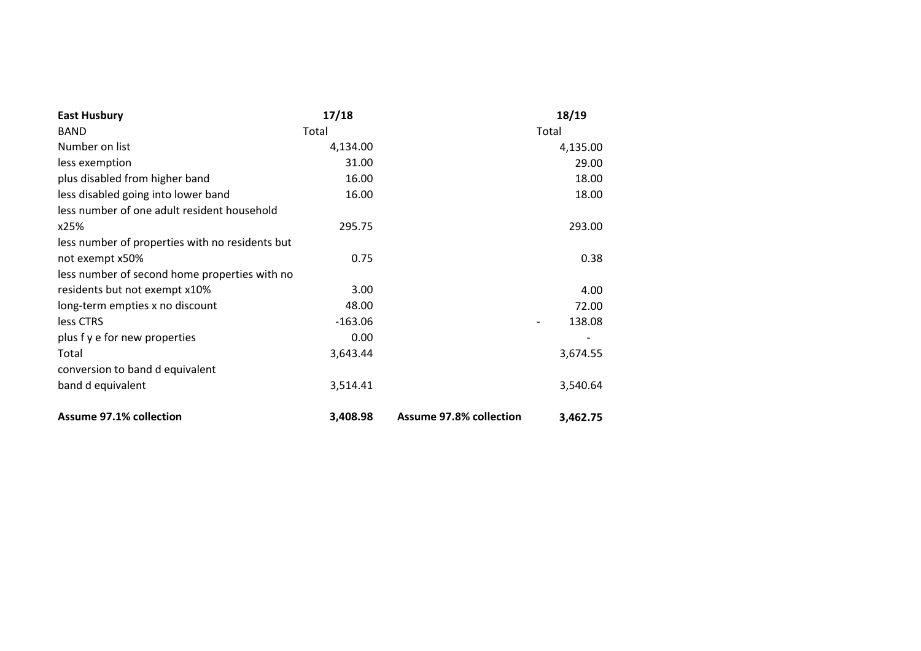| **East Husbury** | **17/18** | | **18/19** |
|---|---|---|---|
| BAND | Total | | Total |
| Number on list | 4,134.00 | | 4,135.00 |
| less exemption | 31.00 | | 29.00 |
| plus disabled from higher band | 16.00 | | 18.00 |
| less disabled going into lower band | 16.00 | | 18.00 |
| less number of one adult resident household x25% | 295.75 | | 293.00 |
| less number of properties with no residents but not exempt x50% | 0.75 | | 0.38 |
| less number of second home properties with no residents but not exempt x10% | 3.00 | | 4.00 |
| long-term empties x no discount | 48.00 | | 72.00 |
| less CTRS | -163.06 | | - 138.08 |
| plus f y e for new properties | 0.00 | | - |
| Total | 3,643.44 | | 3,674.55 |
| conversion to band d equivalent | | | |
| band d equivalent | 3,514.41 | | 3,540.64 |
| **Assume 97.1% collection** | **3,408.98** | **Assume 97.8% collection** | **3,462.75** |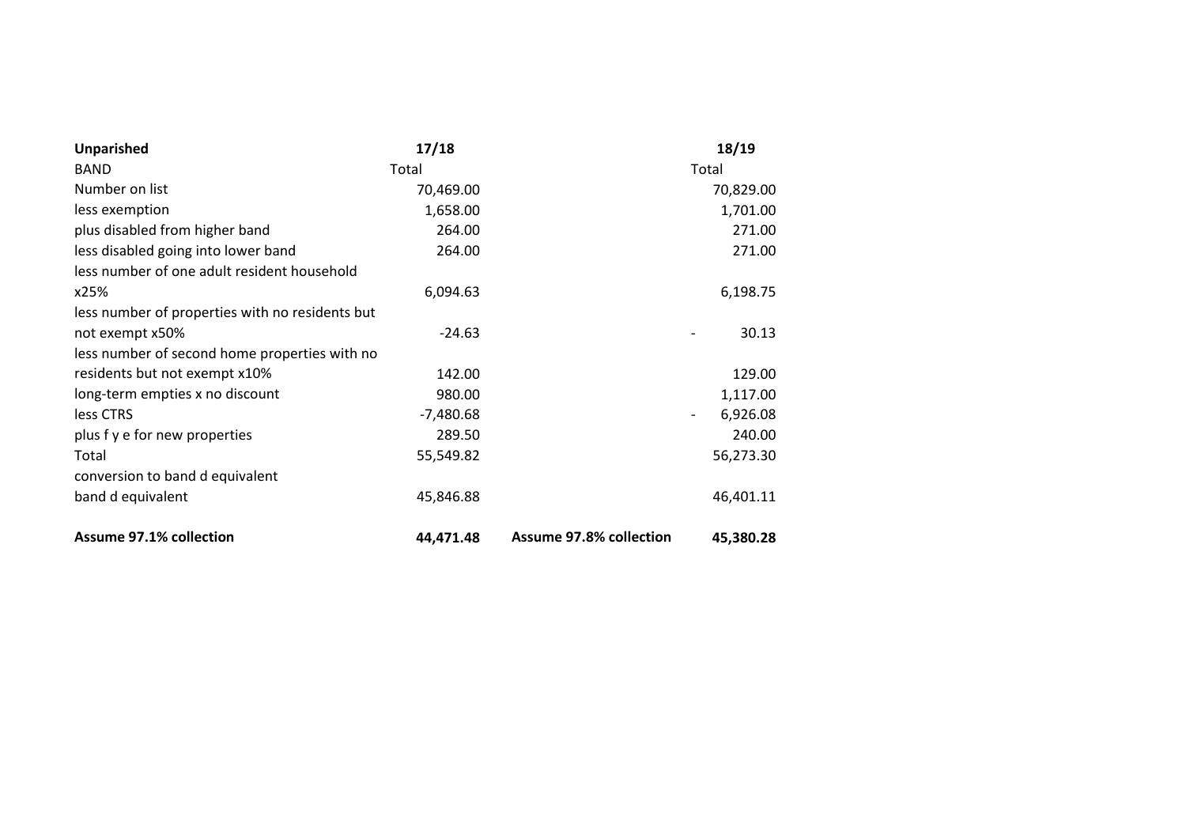| **Unparished** | **17/18** | | **18/19** |
|---|---|---|---|
| BAND | Total | | Total |
| Number on list | 70,469.00 | | 70,829.00 |
| less exemption | 1,658.00 | | 1,701.00 |
| plus disabled from higher band | 264.00 | | 271.00 |
| less disabled going into lower band | 264.00 | | 271.00 |
| less number of one adult resident household x25% | 6,094.63 | | 6,198.75 |
| less number of properties with no residents but not exempt x50% | -24.63 | | - 30.13 |
| less number of second home properties with no residents but not exempt x10% | 142.00 | | 129.00 |
| long-term empties x no discount | 980.00 | | 1,117.00 |
| less CTRS | -7,480.68 | | - 6,926.08 |
| plus f y e for new properties | 289.50 | | 240.00 |
| Total | 55,549.82 | | 56,273.30 |
| conversion to band d equivalent | | | |
| band d equivalent | 45,846.88 | | 46,401.11 |
| **Assume 97.1% collection** | **44,471.48** | **Assume 97.8% collection** | **45,380.28** |